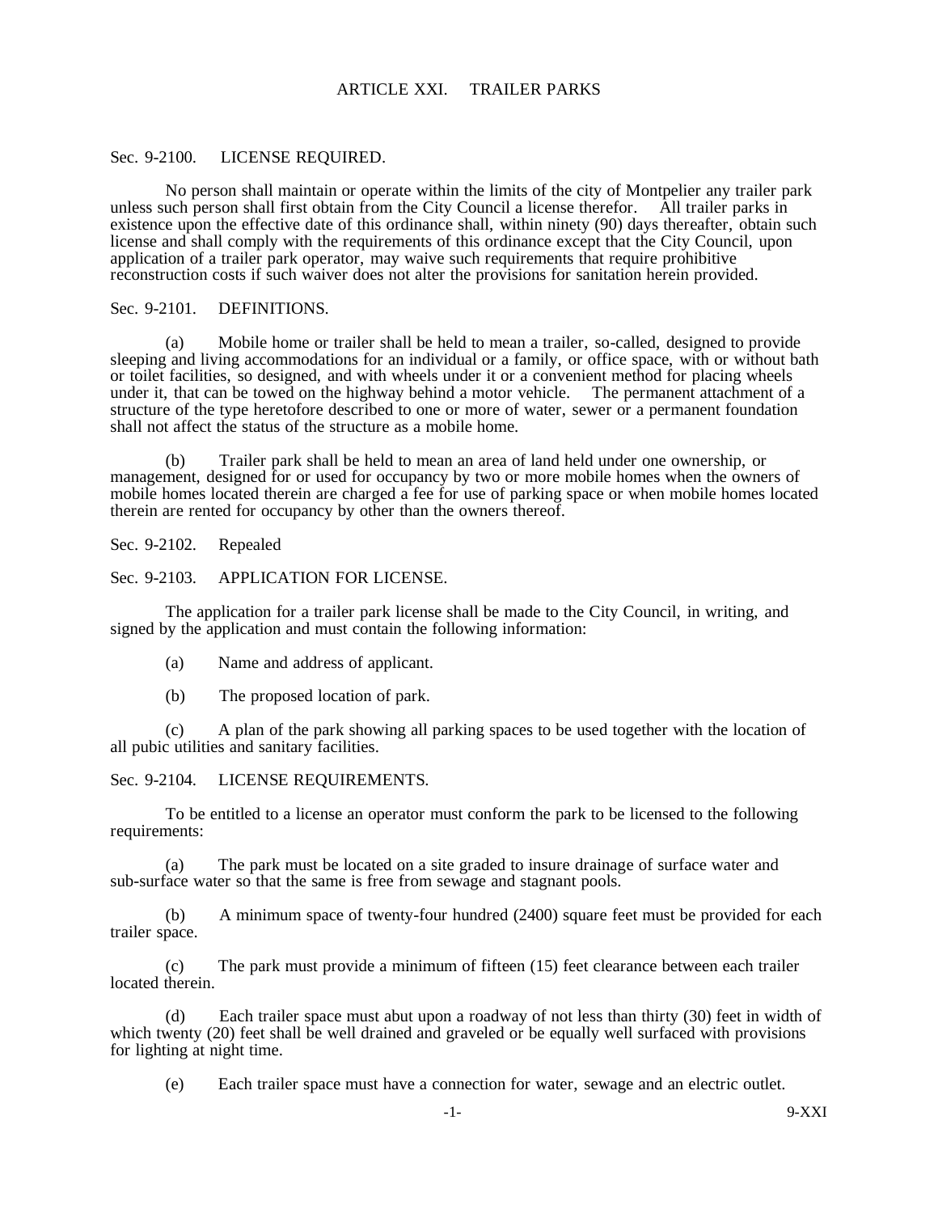# ARTICLE XXI. TRAILER PARKS

## Sec. 9-2100. LICENSE REQUIRED.

No person shall maintain or operate within the limits of the city of Montpelier any trailer park unless such person shall first obtain from the City Council a license therefor. All trailer parks in existence upon the effective date of this ordinance shall, within ninety (90) days thereafter, obtain such license and shall comply with the requirements of this ordinance except that the City Council, upon application of a trailer park operator, may waive such requirements that require prohibitive reconstruction costs if such waiver does not alter the provisions for sanitation herein provided.

## Sec. 9-2101. DEFINITIONS.

(a) Mobile home or trailer shall be held to mean a trailer, so-called, designed to provide sleeping and living accommodations for an individual or a family, or office space, with or without bath or toilet facilities, so designed, and with wheels under it or a convenient method for placing wheels under it, that can be towed on the highway behind a motor vehicle. The permanent attachment of a structure of the type heretofore described to one or more of water, sewer or a permanent foundation shall not affect the status of the structure as a mobile home.

(b) Trailer park shall be held to mean an area of land held under one ownership, or management, designed for or used for occupancy by two or more mobile homes when the owners of mobile homes located therein are charged a fee for use of parking space or when mobile homes located therein are rented for occupancy by other than the owners thereof.

## Sec. 9-2102. Repealed

## Sec. 9-2103. APPLICATION FOR LICENSE.

The application for a trailer park license shall be made to the City Council, in writing, and signed by the application and must contain the following information:

(a) Name and address of applicant.

(b) The proposed location of park.

(c) A plan of the park showing all parking spaces to be used together with the location of all pubic utilities and sanitary facilities.

## Sec. 9-2104. LICENSE REQUIREMENTS.

To be entitled to a license an operator must conform the park to be licensed to the following requirements:

(a) The park must be located on a site graded to insure drainage of surface water and sub-surface water so that the same is free from sewage and stagnant pools.

(b) A minimum space of twenty-four hundred (2400) square feet must be provided for each trailer space.

(c) The park must provide a minimum of fifteen (15) feet clearance between each trailer located therein.

(d) Each trailer space must abut upon a roadway of not less than thirty (30) feet in width of which twenty (20) feet shall be well drained and graveled or be equally well surfaced with provisions for lighting at night time.

(e) Each trailer space must have a connection for water, sewage and an electric outlet.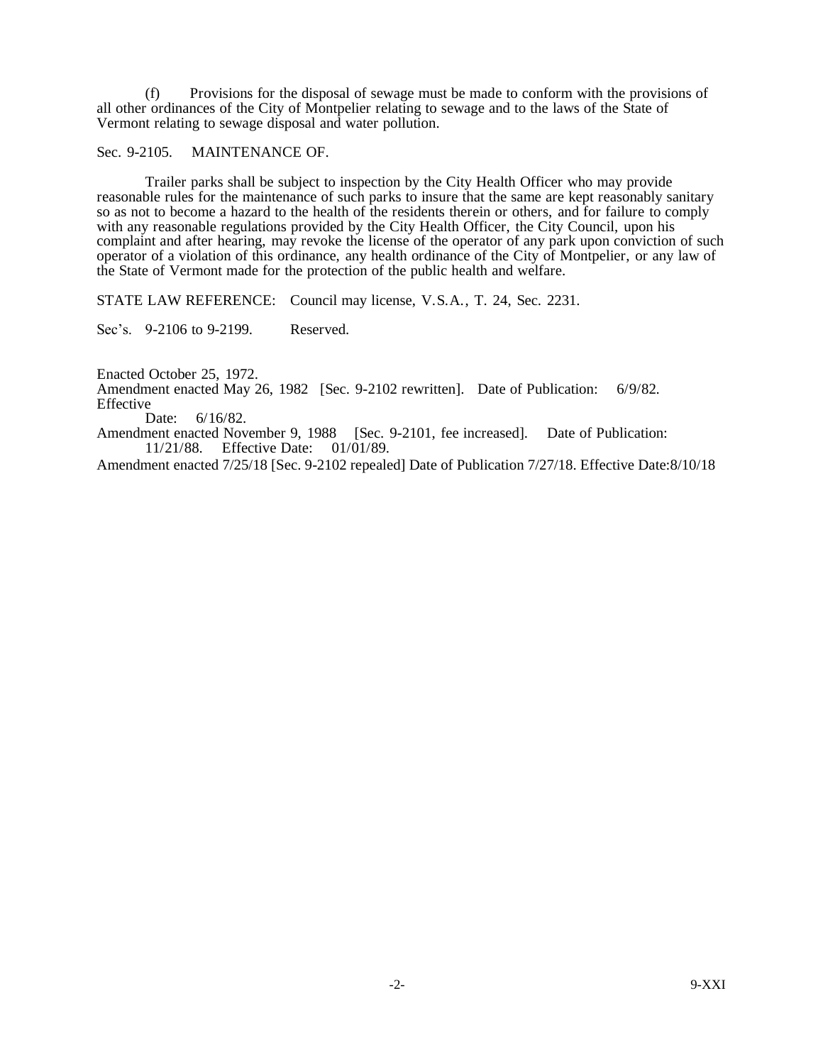(f) Provisions for the disposal of sewage must be made to conform with the provisions of all other ordinances of the City of Montpelier relating to sewage and to the laws of the State of Vermont relating to sewage disposal and water pollution.

Sec. 9-2105. MAINTENANCE OF.

Trailer parks shall be subject to inspection by the City Health Officer who may provide reasonable rules for the maintenance of such parks to insure that the same are kept reasonably sanitary so as not to become a hazard to the health of the residents therein or others, and for failure to comply with any reasonable regulations provided by the City Health Officer, the City Council, upon his complaint and after hearing, may revoke the license of the operator of any park upon conviction of such operator of a violation of this ordinance, any health ordinance of the City of Montpelier, or any law of the State of Vermont made for the protection of the public health and welfare.

STATE LAW REFERENCE: Council may license, V.S.A., T. 24, Sec. 2231.

Sec's. 9-2106 to 9-2199. Reserved.

Enacted October 25, 1972.
Amendment enacted May 26, 1982 [Sec. 9-2102 rewritten]. Date of Publication: 6/9/82. Effective Date: 6/16/82.
Amendment enacted November 9, 1988 [Sec. 9-2101, fee increased]. Date of Publication: 11/21/88. Effective Date: 01/01/89.
Amendment enacted 7/25/18 [Sec. 9-2102 repealed] Date of Publication 7/27/18. Effective Date:8/10/18